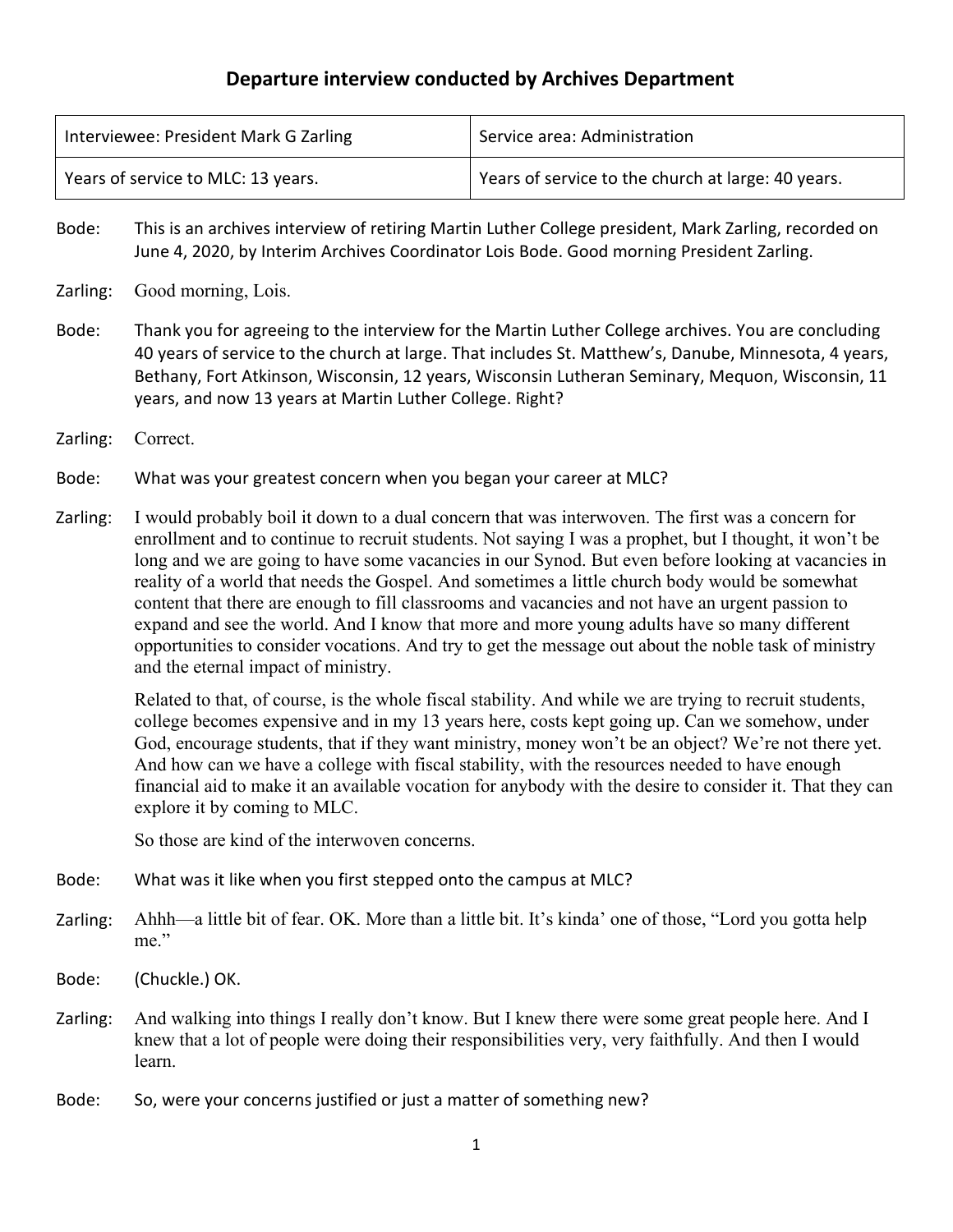# Departure interview conducted by Archives Department

| | |
|---|---|
| Interviewee: President Mark G Zarling | Service area: Administration |
| Years of service to MLC: 13 years. | Years of service to the church at large: 40 years. |

Bode: This is an archives interview of retiring Martin Luther College president, Mark Zarling, recorded on June 4, 2020, by Interim Archives Coordinator Lois Bode. Good morning President Zarling.

Zarling: Good morning, Lois.

Bode: Thank you for agreeing to the interview for the Martin Luther College archives. You are concluding 40 years of service to the church at large. That includes St. Matthew's, Danube, Minnesota, 4 years, Bethany, Fort Atkinson, Wisconsin, 12 years, Wisconsin Lutheran Seminary, Mequon, Wisconsin, 11 years, and now 13 years at Martin Luther College. Right?

Zarling: Correct.

Bode: What was your greatest concern when you began your career at MLC?

Zarling: I would probably boil it down to a dual concern that was interwoven. The first was a concern for enrollment and to continue to recruit students. Not saying I was a prophet, but I thought, it won't be long and we are going to have some vacancies in our Synod. But even before looking at vacancies in reality of a world that needs the Gospel. And sometimes a little church body would be somewhat content that there are enough to fill classrooms and vacancies and not have an urgent passion to expand and see the world. And I know that more and more young adults have so many different opportunities to consider vocations. And try to get the message out about the noble task of ministry and the eternal impact of ministry.

Related to that, of course, is the whole fiscal stability. And while we are trying to recruit students, college becomes expensive and in my 13 years here, costs kept going up. Can we somehow, under God, encourage students, that if they want ministry, money won't be an object? We're not there yet. And how can we have a college with fiscal stability, with the resources needed to have enough financial aid to make it an available vocation for anybody with the desire to consider it. That they can explore it by coming to MLC.

So those are kind of the interwoven concerns.

Bode: What was it like when you first stepped onto the campus at MLC?

Zarling: Ahhh—a little bit of fear. OK. More than a little bit. It's kinda' one of those, "Lord you gotta help me."

Bode: (Chuckle.) OK.

Zarling: And walking into things I really don't know. But I knew there were some great people here. And I knew that a lot of people were doing their responsibilities very, very faithfully. And then I would learn.

Bode: So, were your concerns justified or just a matter of something new?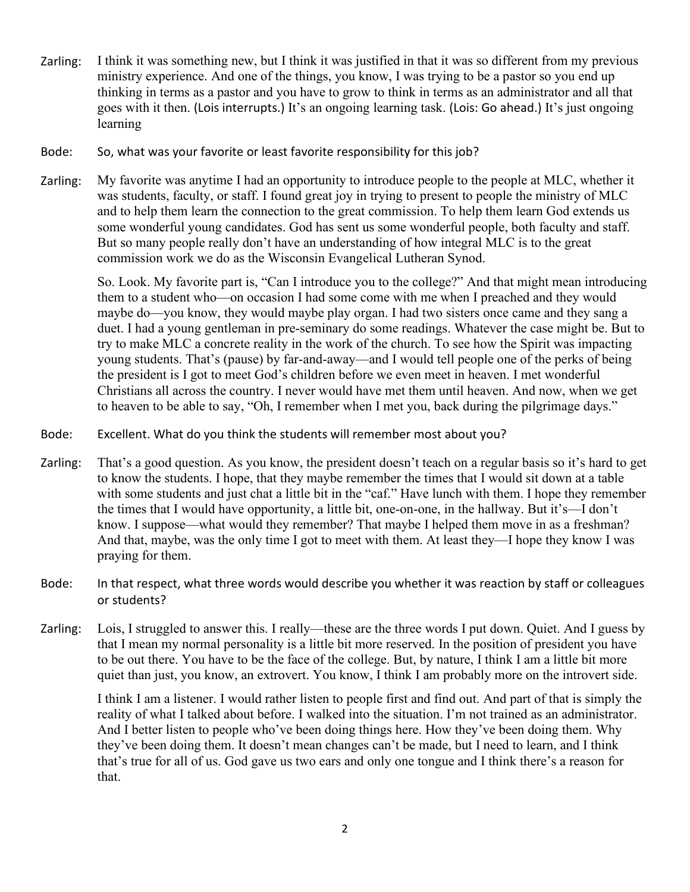Zarling: I think it was something new, but I think it was justified in that it was so different from my previous ministry experience. And one of the things, you know, I was trying to be a pastor so you end up thinking in terms as a pastor and you have to grow to think in terms as an administrator and all that goes with it then. (Lois interrupts.) It's an ongoing learning task. (Lois: Go ahead.) It's just ongoing learning

Bode: So, what was your favorite or least favorite responsibility for this job?

Zarling: My favorite was anytime I had an opportunity to introduce people to the people at MLC, whether it was students, faculty, or staff. I found great joy in trying to present to people the ministry of MLC and to help them learn the connection to the great commission. To help them learn God extends us some wonderful young candidates. God has sent us some wonderful people, both faculty and staff. But so many people really don't have an understanding of how integral MLC is to the great commission work we do as the Wisconsin Evangelical Lutheran Synod.

So. Look. My favorite part is, "Can I introduce you to the college?" And that might mean introducing them to a student who—on occasion I had some come with me when I preached and they would maybe do—you know, they would maybe play organ. I had two sisters once came and they sang a duet. I had a young gentleman in pre-seminary do some readings. Whatever the case might be. But to try to make MLC a concrete reality in the work of the church. To see how the Spirit was impacting young students. That's (pause) by far-and-away—and I would tell people one of the perks of being the president is I got to meet God's children before we even meet in heaven. I met wonderful Christians all across the country. I never would have met them until heaven. And now, when we get to heaven to be able to say, "Oh, I remember when I met you, back during the pilgrimage days."

Bode: Excellent. What do you think the students will remember most about you?

Zarling: That's a good question. As you know, the president doesn't teach on a regular basis so it's hard to get to know the students. I hope, that they maybe remember the times that I would sit down at a table with some students and just chat a little bit in the "caf." Have lunch with them. I hope they remember the times that I would have opportunity, a little bit, one-on-one, in the hallway. But it's—I don't know. I suppose—what would they remember? That maybe I helped them move in as a freshman? And that, maybe, was the only time I got to meet with them. At least they—I hope they know I was praying for them.

Bode: In that respect, what three words would describe you whether it was reaction by staff or colleagues or students?

Zarling: Lois, I struggled to answer this. I really—these are the three words I put down. Quiet. And I guess by that I mean my normal personality is a little bit more reserved. In the position of president you have to be out there. You have to be the face of the college. But, by nature, I think I am a little bit more quiet than just, you know, an extrovert. You know, I think I am probably more on the introvert side.

I think I am a listener. I would rather listen to people first and find out. And part of that is simply the reality of what I talked about before. I walked into the situation. I'm not trained as an administrator. And I better listen to people who've been doing things here. How they've been doing them. Why they've been doing them. It doesn't mean changes can't be made, but I need to learn, and I think that's true for all of us. God gave us two ears and only one tongue and I think there's a reason for that.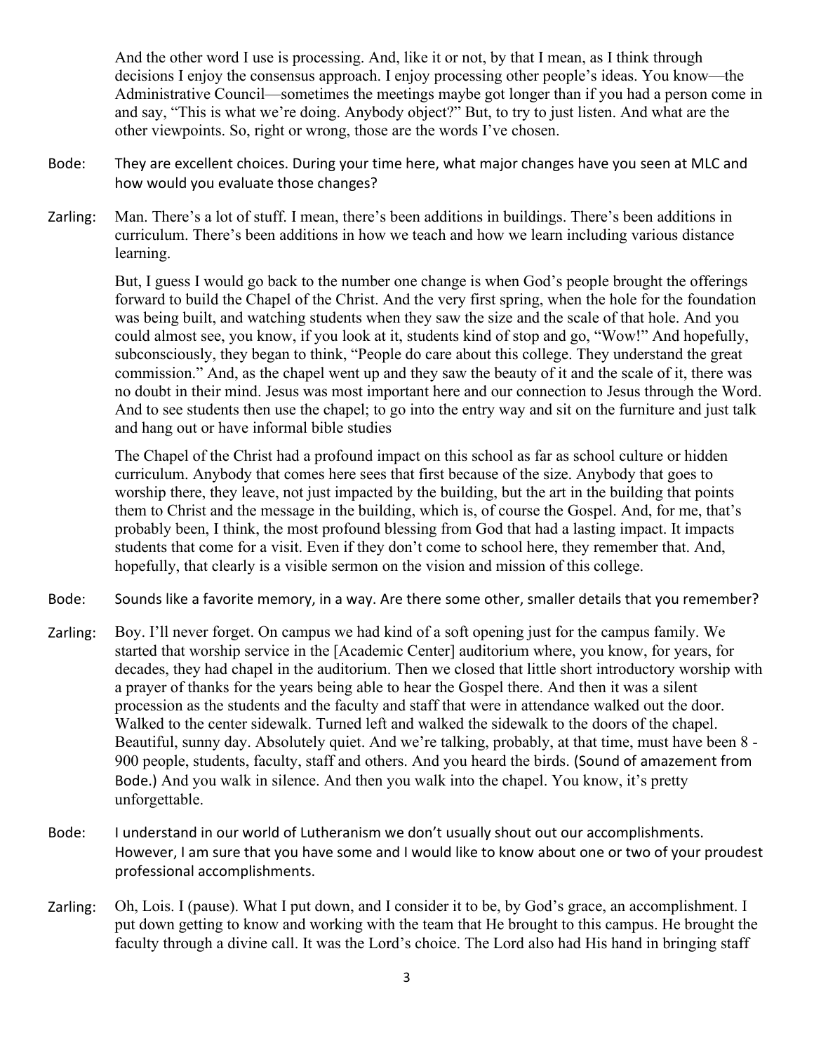And the other word I use is processing. And, like it or not, by that I mean, as I think through decisions I enjoy the consensus approach. I enjoy processing other people's ideas. You know—the Administrative Council—sometimes the meetings maybe got longer than if you had a person come in and say, "This is what we're doing. Anybody object?" But, to try to just listen. And what are the other viewpoints. So, right or wrong, those are the words I've chosen.

Bode: They are excellent choices. During your time here, what major changes have you seen at MLC and how would you evaluate those changes?

Zarling: Man. There's a lot of stuff. I mean, there's been additions in buildings. There's been additions in curriculum. There's been additions in how we teach and how we learn including various distance learning.

But, I guess I would go back to the number one change is when God's people brought the offerings forward to build the Chapel of the Christ. And the very first spring, when the hole for the foundation was being built, and watching students when they saw the size and the scale of that hole. And you could almost see, you know, if you look at it, students kind of stop and go, "Wow!" And hopefully, subconsciously, they began to think, "People do care about this college. They understand the great commission." And, as the chapel went up and they saw the beauty of it and the scale of it, there was no doubt in their mind. Jesus was most important here and our connection to Jesus through the Word. And to see students then use the chapel; to go into the entry way and sit on the furniture and just talk and hang out or have informal bible studies

The Chapel of the Christ had a profound impact on this school as far as school culture or hidden curriculum. Anybody that comes here sees that first because of the size. Anybody that goes to worship there, they leave, not just impacted by the building, but the art in the building that points them to Christ and the message in the building, which is, of course the Gospel. And, for me, that's probably been, I think, the most profound blessing from God that had a lasting impact. It impacts students that come for a visit. Even if they don't come to school here, they remember that. And, hopefully, that clearly is a visible sermon on the vision and mission of this college.

Bode: Sounds like a favorite memory, in a way. Are there some other, smaller details that you remember?

Zarling: Boy. I'll never forget. On campus we had kind of a soft opening just for the campus family. We started that worship service in the [Academic Center] auditorium where, you know, for years, for decades, they had chapel in the auditorium. Then we closed that little short introductory worship with a prayer of thanks for the years being able to hear the Gospel there. And then it was a silent procession as the students and the faculty and staff that were in attendance walked out the door. Walked to the center sidewalk. Turned left and walked the sidewalk to the doors of the chapel. Beautiful, sunny day. Absolutely quiet. And we're talking, probably, at that time, must have been 8 - 900 people, students, faculty, staff and others. And you heard the birds. (Sound of amazement from Bode.) And you walk in silence. And then you walk into the chapel. You know, it's pretty unforgettable.

Bode: I understand in our world of Lutheranism we don't usually shout out our accomplishments. However, I am sure that you have some and I would like to know about one or two of your proudest professional accomplishments.

Zarling: Oh, Lois. I (pause). What I put down, and I consider it to be, by God's grace, an accomplishment. I put down getting to know and working with the team that He brought to this campus. He brought the faculty through a divine call. It was the Lord's choice. The Lord also had His hand in bringing staff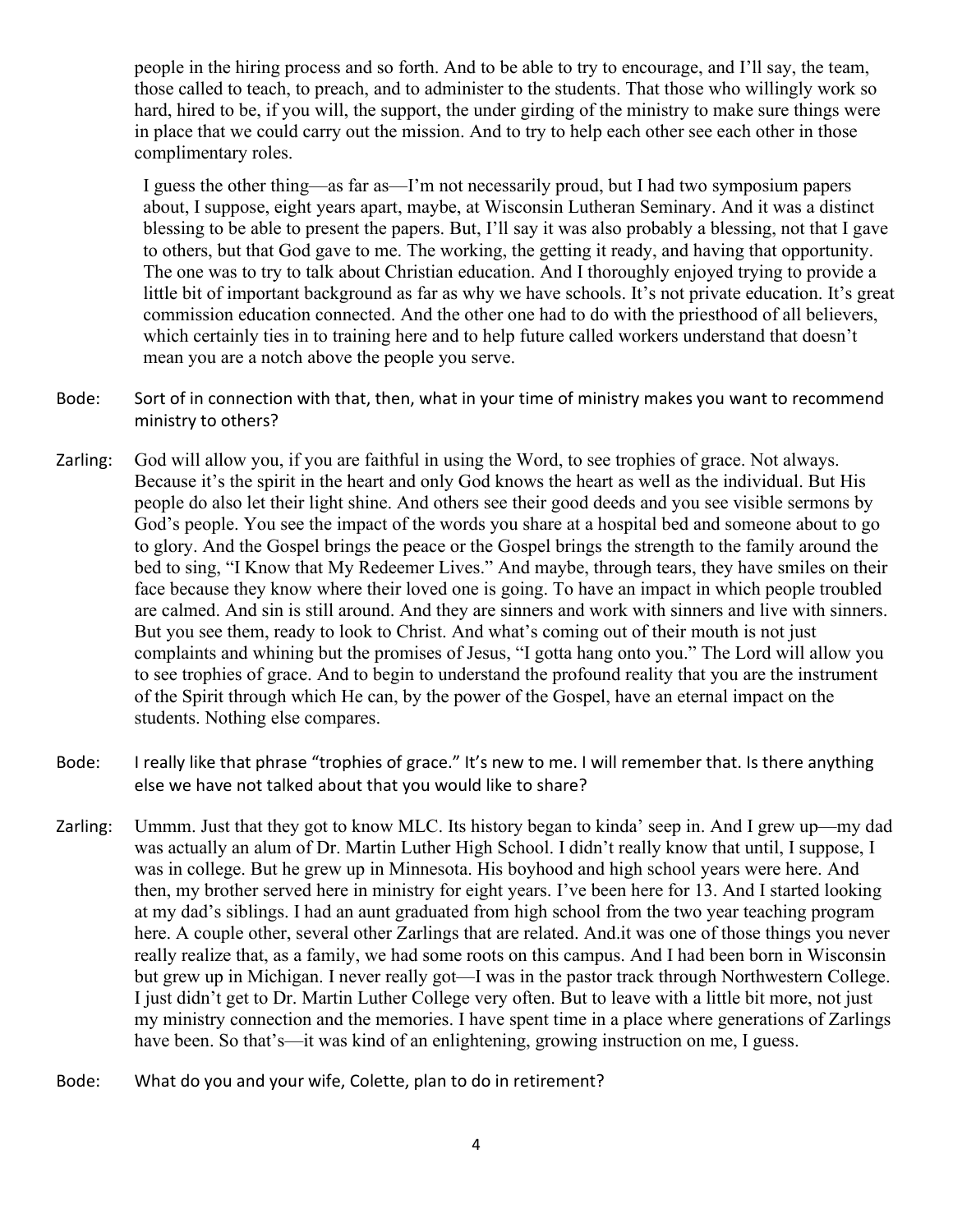people in the hiring process and so forth. And to be able to try to encourage, and I'll say, the team, those called to teach, to preach, and to administer to the students. That those who willingly work so hard, hired to be, if you will, the support, the under girding of the ministry to make sure things were in place that we could carry out the mission. And to try to help each other see each other in those complimentary roles.

I guess the other thing—as far as—I'm not necessarily proud, but I had two symposium papers about, I suppose, eight years apart, maybe, at Wisconsin Lutheran Seminary. And it was a distinct blessing to be able to present the papers. But, I'll say it was also probably a blessing, not that I gave to others, but that God gave to me. The working, the getting it ready, and having that opportunity. The one was to try to talk about Christian education. And I thoroughly enjoyed trying to provide a little bit of important background as far as why we have schools. It's not private education. It's great commission education connected. And the other one had to do with the priesthood of all believers, which certainly ties in to training here and to help future called workers understand that doesn't mean you are a notch above the people you serve.

Bode: Sort of in connection with that, then, what in your time of ministry makes you want to recommend ministry to others?

Zarling: God will allow you, if you are faithful in using the Word, to see trophies of grace. Not always. Because it's the spirit in the heart and only God knows the heart as well as the individual. But His people do also let their light shine. And others see their good deeds and you see visible sermons by God's people. You see the impact of the words you share at a hospital bed and someone about to go to glory. And the Gospel brings the peace or the Gospel brings the strength to the family around the bed to sing, "I Know that My Redeemer Lives." And maybe, through tears, they have smiles on their face because they know where their loved one is going. To have an impact in which people troubled are calmed. And sin is still around. And they are sinners and work with sinners and live with sinners. But you see them, ready to look to Christ. And what's coming out of their mouth is not just complaints and whining but the promises of Jesus, "I gotta hang onto you." The Lord will allow you to see trophies of grace. And to begin to understand the profound reality that you are the instrument of the Spirit through which He can, by the power of the Gospel, have an eternal impact on the students. Nothing else compares.

Bode: I really like that phrase "trophies of grace." It's new to me. I will remember that. Is there anything else we have not talked about that you would like to share?

Zarling: Ummm. Just that they got to know MLC. Its history began to kinda' seep in. And I grew up—my dad was actually an alum of Dr. Martin Luther High School. I didn't really know that until, I suppose, I was in college. But he grew up in Minnesota. His boyhood and high school years were here. And then, my brother served here in ministry for eight years. I've been here for 13. And I started looking at my dad's siblings. I had an aunt graduated from high school from the two year teaching program here. A couple other, several other Zarlings that are related. And.it was one of those things you never really realize that, as a family, we had some roots on this campus. And I had been born in Wisconsin but grew up in Michigan. I never really got—I was in the pastor track through Northwestern College. I just didn't get to Dr. Martin Luther College very often. But to leave with a little bit more, not just my ministry connection and the memories. I have spent time in a place where generations of Zarlings have been. So that's—it was kind of an enlightening, growing instruction on me, I guess.

Bode: What do you and your wife, Colette, plan to do in retirement?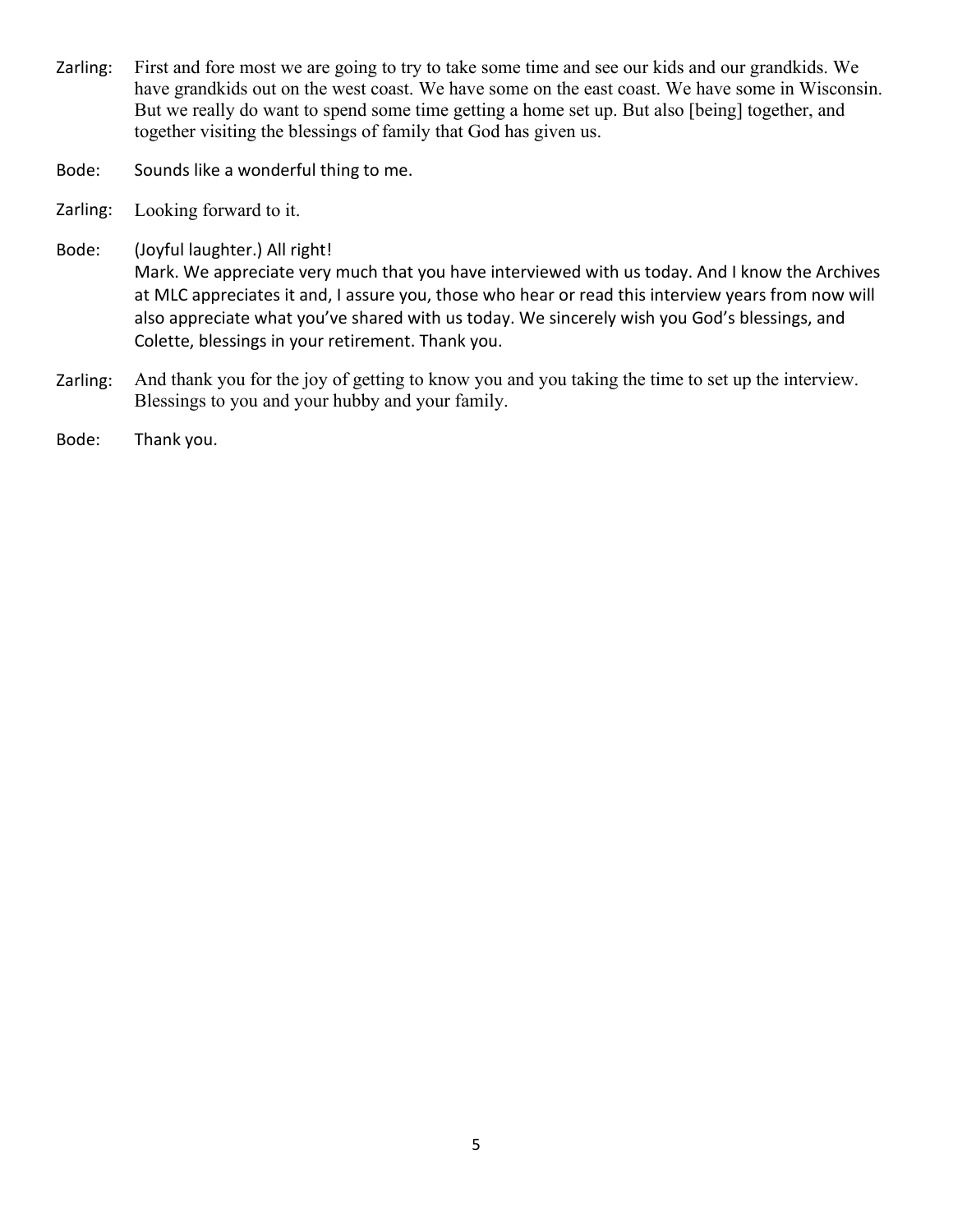**Zarling:** First and fore most we are going to try to take some time and see our kids and our grandkids. We have grandkids out on the west coast. We have some on the east coast. We have some in Wisconsin. But we really do want to spend some time getting a home set up. But also [being] together, and together visiting the blessings of family that God has given us.

**Bode:** Sounds like a wonderful thing to me.

**Zarling:** Looking forward to it.

**Bode:** (Joyful laughter.) All right!
Mark. We appreciate very much that you have interviewed with us today. And I know the Archives at MLC appreciates it and, I assure you, those who hear or read this interview years from now will also appreciate what you've shared with us today. We sincerely wish you God's blessings, and Colette, blessings in your retirement. Thank you.

**Zarling:** And thank you for the joy of getting to know you and you taking the time to set up the interview. Blessings to you and your hubby and your family.

**Bode:** Thank you.